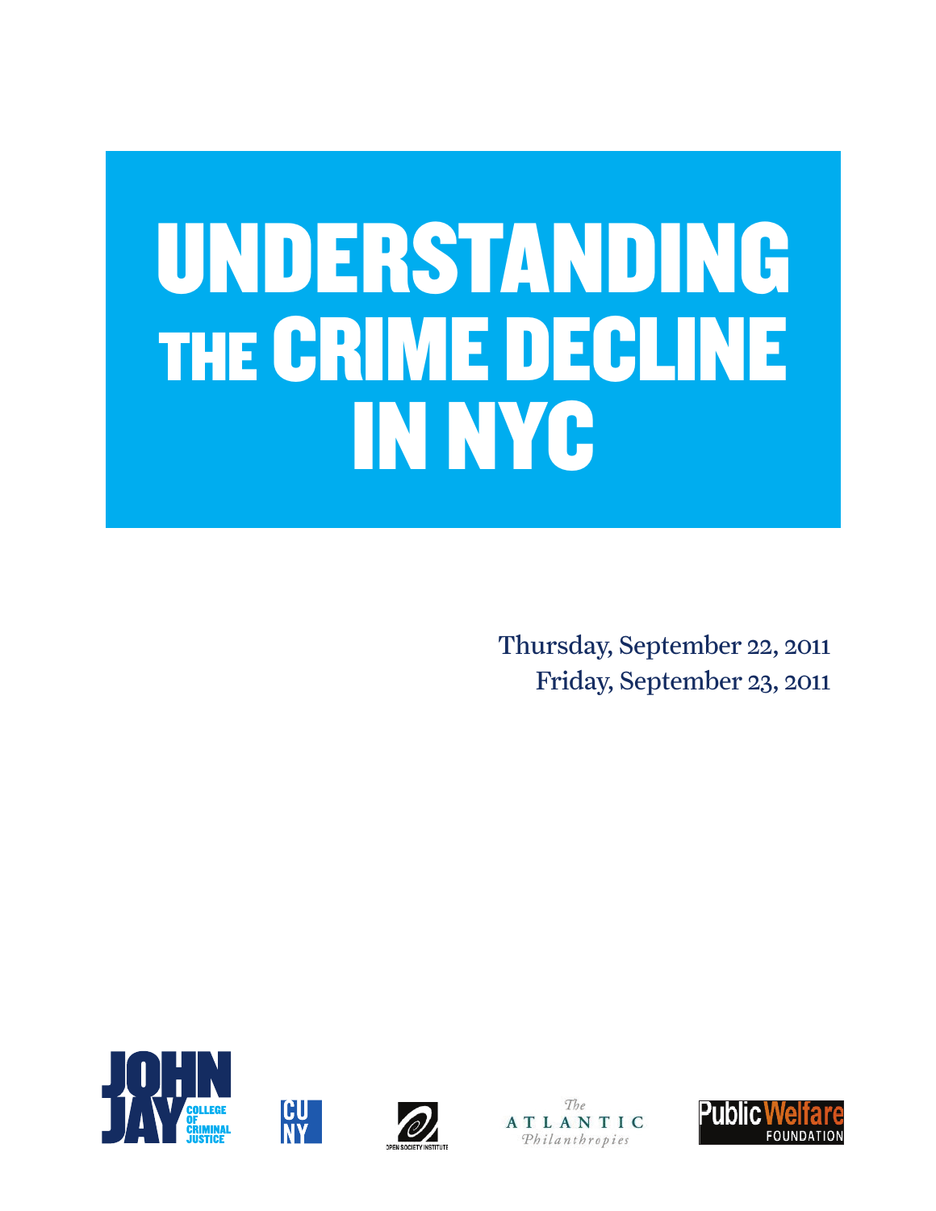# UNDERSTANDING THE CRIME DECLINE IN NYC

Thursday, September 22, 2011
Friday, September 23, 2011

JOHN JAY COLLEGE OF CRIMINAL JUSTICE

CUNY

OPEN SOCIETY INSTITUTE

The ATLANTIC Philanthropies

Public Welfare FOUNDATION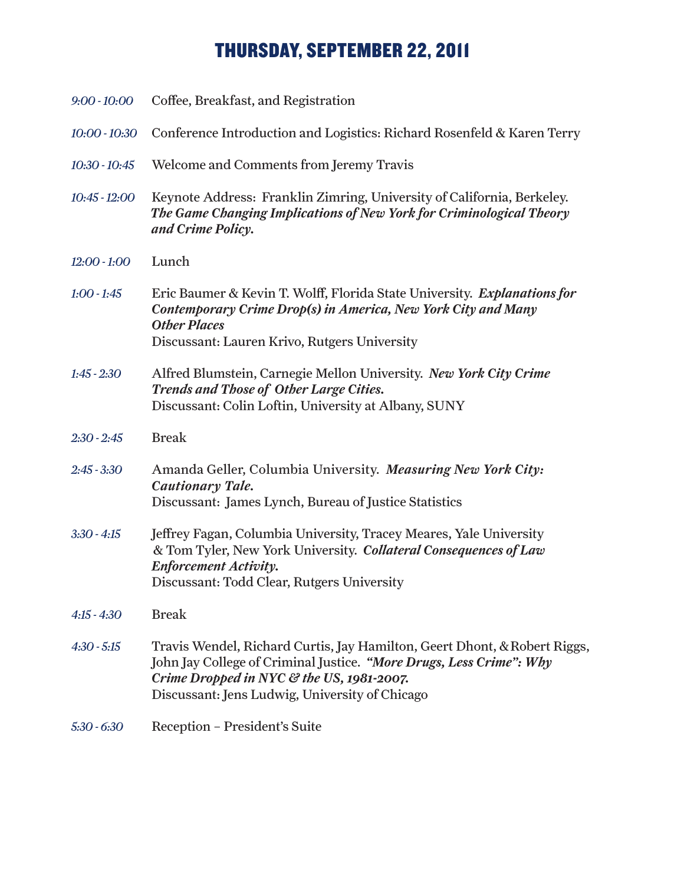# THURSDAY, SEPTEMBER 22, 2011

*9:00 - 10:00* Coffee, Breakfast, and Registration

*10:00 - 10:30* Conference Introduction and Logistics: Richard Rosenfeld & Karen Terry

*10:30 - 10:45* Welcome and Comments from Jeremy Travis

*10:45 - 12:00* Keynote Address: Franklin Zimring, University of California, Berkeley. ***The Game Changing Implications of New York for Criminological Theory and Crime Policy.***

*12:00 - 1:00* Lunch

*1:00 - 1:45* Eric Baumer & Kevin T. Wolff, Florida State University. ***Explanations for Contemporary Crime Drop(s) in America, New York City and Many Other Places***
Discussant: Lauren Krivo, Rutgers University

*1:45 - 2:30* Alfred Blumstein, Carnegie Mellon University. ***New York City Crime Trends and Those of Other Large Cities.***
Discussant: Colin Loftin, University at Albany, SUNY

*2:30 - 2:45* Break

*2:45 - 3:30* Amanda Geller, Columbia University. ***Measuring New York City: Cautionary Tale.***
Discussant: James Lynch, Bureau of Justice Statistics

*3:30 - 4:15* Jeffrey Fagan, Columbia University, Tracey Meares, Yale University & Tom Tyler, New York University. ***Collateral Consequences of Law Enforcement Activity.***
Discussant: Todd Clear, Rutgers University

*4:15 - 4:30* Break

*4:30 - 5:15* Travis Wendel, Richard Curtis, Jay Hamilton, Geert Dhont, & Robert Riggs, John Jay College of Criminal Justice. ***"More Drugs, Less Crime": Why Crime Dropped in NYC & the US, 1981-2007.***
Discussant: Jens Ludwig, University of Chicago

*5:30 - 6:30* Reception – President's Suite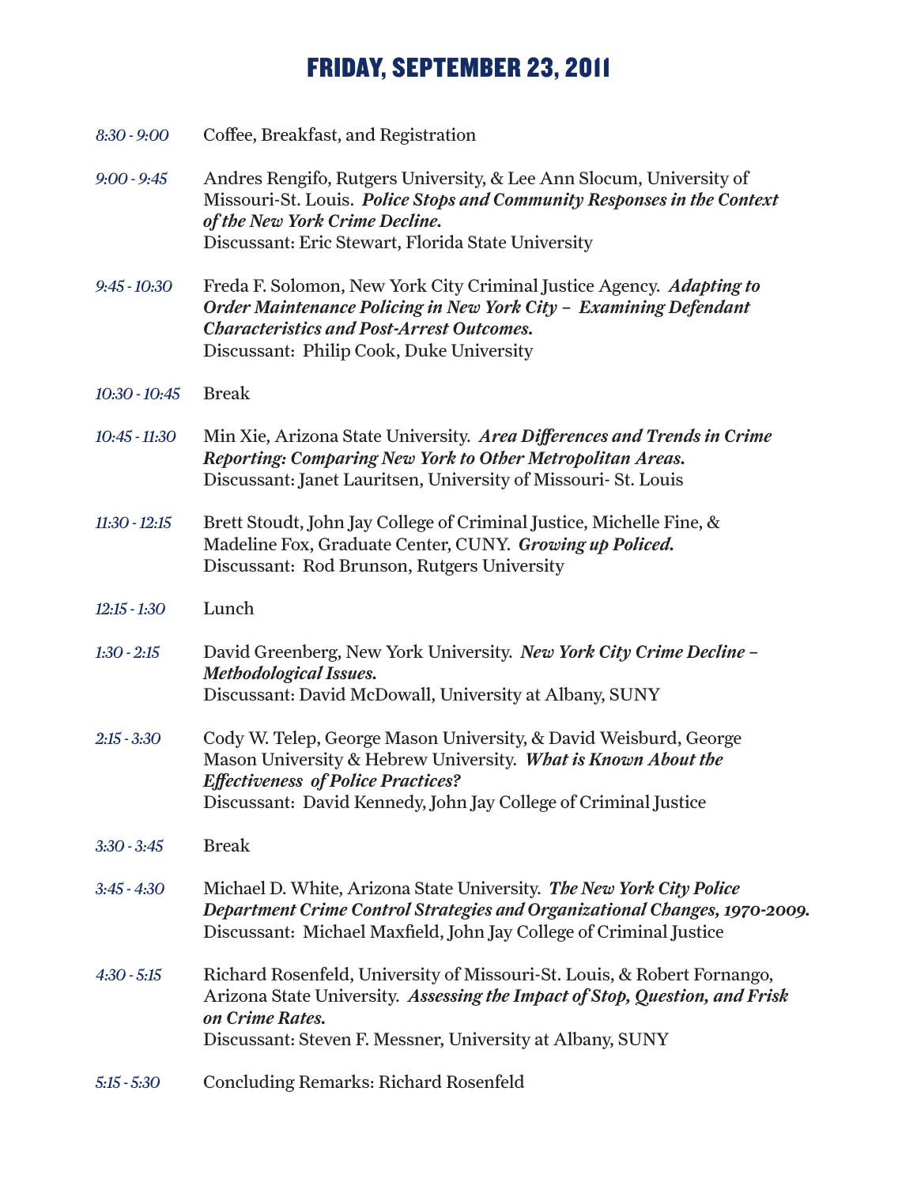# FRIDAY, SEPTEMBER 23, 2011

*8:30 - 9:00* Coffee, Breakfast, and Registration

*9:00 - 9:45* Andres Rengifo, Rutgers University, & Lee Ann Slocum, University of Missouri-St. Louis. ***Police Stops and Community Responses in the Context of the New York Crime Decline.***
Discussant: Eric Stewart, Florida State University

*9:45 - 10:30* Freda F. Solomon, New York City Criminal Justice Agency. ***Adapting to Order Maintenance Policing in New York City – Examining Defendant Characteristics and Post-Arrest Outcomes.***
Discussant: Philip Cook, Duke University

*10:30 - 10:45* Break

*10:45 - 11:30* Min Xie, Arizona State University. ***Area Differences and Trends in Crime Reporting: Comparing New York to Other Metropolitan Areas.***
Discussant: Janet Lauritsen, University of Missouri- St. Louis

*11:30 - 12:15* Brett Stoudt, John Jay College of Criminal Justice, Michelle Fine, & Madeline Fox, Graduate Center, CUNY. ***Growing up Policed.***
Discussant: Rod Brunson, Rutgers University

*12:15 - 1:30* Lunch

*1:30 - 2:15* David Greenberg, New York University. ***New York City Crime Decline – Methodological Issues.***
Discussant: David McDowall, University at Albany, SUNY

*2:15 - 3:30* Cody W. Telep, George Mason University, & David Weisburd, George Mason University & Hebrew University. ***What is Known About the Effectiveness of Police Practices?***
Discussant: David Kennedy, John Jay College of Criminal Justice

*3:30 - 3:45* Break

*3:45 - 4:30* Michael D. White, Arizona State University. ***The New York City Police Department Crime Control Strategies and Organizational Changes, 1970-2009.***
Discussant: Michael Maxfield, John Jay College of Criminal Justice

*4:30 - 5:15* Richard Rosenfeld, University of Missouri-St. Louis, & Robert Fornango, Arizona State University. ***Assessing the Impact of Stop, Question, and Frisk on Crime Rates.***
Discussant: Steven F. Messner, University at Albany, SUNY

*5:15 - 5:30* Concluding Remarks: Richard Rosenfeld